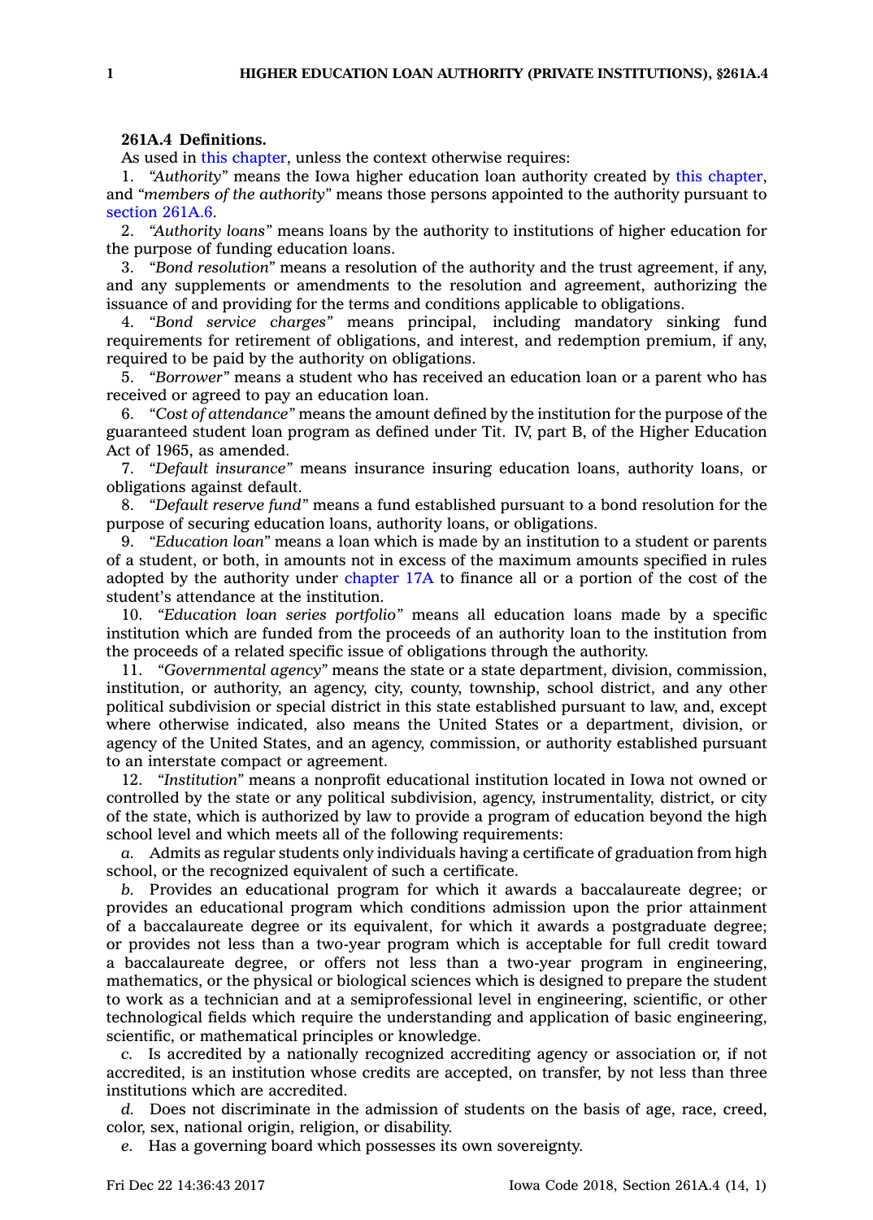**261A.4 Definitions.**

As used in this chapter, unless the context otherwise requires:

1. *"Authority"* means the Iowa higher education loan authority created by this chapter, and *"members of the authority"* means those persons appointed to the authority pursuant to section 261A.6.

2. *"Authority loans"* means loans by the authority to institutions of higher education for the purpose of funding education loans.

3. *"Bond resolution"* means a resolution of the authority and the trust agreement, if any, and any supplements or amendments to the resolution and agreement, authorizing the issuance of and providing for the terms and conditions applicable to obligations.

4. *"Bond service charges"* means principal, including mandatory sinking fund requirements for retirement of obligations, and interest, and redemption premium, if any, required to be paid by the authority on obligations.

5. *"Borrower"* means a student who has received an education loan or a parent who has received or agreed to pay an education loan.

6. *"Cost of attendance"* means the amount defined by the institution for the purpose of the guaranteed student loan program as defined under Tit. IV, part B, of the Higher Education Act of 1965, as amended.

7. *"Default insurance"* means insurance insuring education loans, authority loans, or obligations against default.

8. *"Default reserve fund"* means a fund established pursuant to a bond resolution for the purpose of securing education loans, authority loans, or obligations.

9. *"Education loan"* means a loan which is made by an institution to a student or parents of a student, or both, in amounts not in excess of the maximum amounts specified in rules adopted by the authority under chapter 17A to finance all or a portion of the cost of the student's attendance at the institution.

10. *"Education loan series portfolio"* means all education loans made by a specific institution which are funded from the proceeds of an authority loan to the institution from the proceeds of a related specific issue of obligations through the authority.

11. *"Governmental agency"* means the state or a state department, division, commission, institution, or authority, an agency, city, county, township, school district, and any other political subdivision or special district in this state established pursuant to law, and, except where otherwise indicated, also means the United States or a department, division, or agency of the United States, and an agency, commission, or authority established pursuant to an interstate compact or agreement.

12. *"Institution"* means a nonprofit educational institution located in Iowa not owned or controlled by the state or any political subdivision, agency, instrumentality, district, or city of the state, which is authorized by law to provide a program of education beyond the high school level and which meets all of the following requirements:

*a.* Admits as regular students only individuals having a certificate of graduation from high school, or the recognized equivalent of such a certificate.

*b.* Provides an educational program for which it awards a baccalaureate degree; or provides an educational program which conditions admission upon the prior attainment of a baccalaureate degree or its equivalent, for which it awards a postgraduate degree; or provides not less than a two-year program which is acceptable for full credit toward a baccalaureate degree, or offers not less than a two-year program in engineering, mathematics, or the physical or biological sciences which is designed to prepare the student to work as a technician and at a semiprofessional level in engineering, scientific, or other technological fields which require the understanding and application of basic engineering, scientific, or mathematical principles or knowledge.

*c.* Is accredited by a nationally recognized accrediting agency or association or, if not accredited, is an institution whose credits are accepted, on transfer, by not less than three institutions which are accredited.

*d.* Does not discriminate in the admission of students on the basis of age, race, creed, color, sex, national origin, religion, or disability.

*e.* Has a governing board which possesses its own sovereignty.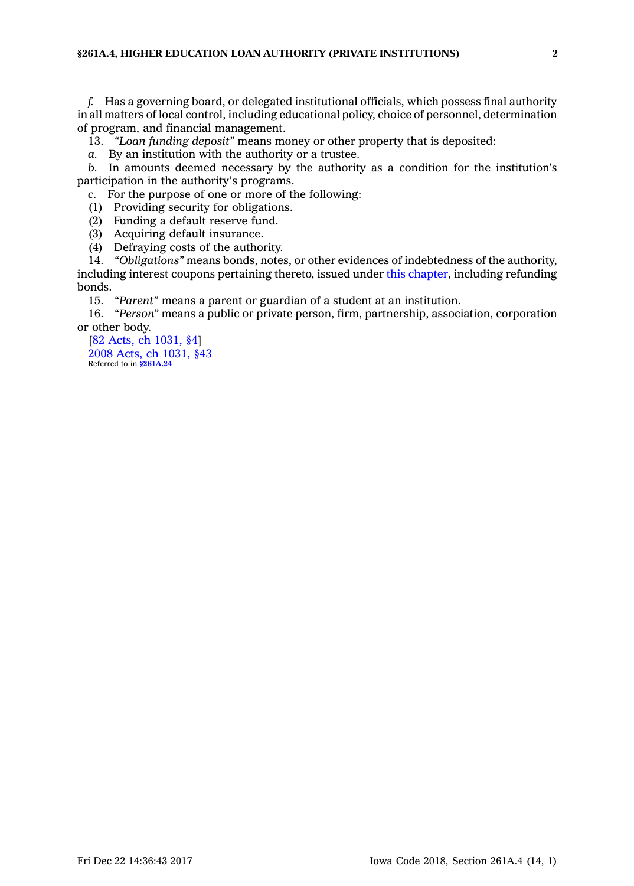*f.* Has a governing board, or delegated institutional officials, which possess final authority in all matters of local control, including educational policy, choice of personnel, determination of program, and financial management.

13. *"Loan funding deposit"* means money or other property that is deposited:

*a.* By an institution with the authority or a trustee.

*b.* In amounts deemed necessary by the authority as a condition for the institution's participation in the authority's programs.

*c.* For the purpose of one or more of the following:

(1) Providing security for obligations.

(2) Funding a default reserve fund.

(3) Acquiring default insurance.

(4) Defraying costs of the authority.

14. *"Obligations"* means bonds, notes, or other evidences of indebtedness of the authority, including interest coupons pertaining thereto, issued under this chapter, including refunding bonds.

15. *"Parent"* means a parent or guardian of a student at an institution.

16. *"Person"* means a public or private person, firm, partnership, association, corporation or other body.

[82 Acts, ch 1031, §4]

2008 Acts, ch 1031, §43

Referred to in **§261A.24**